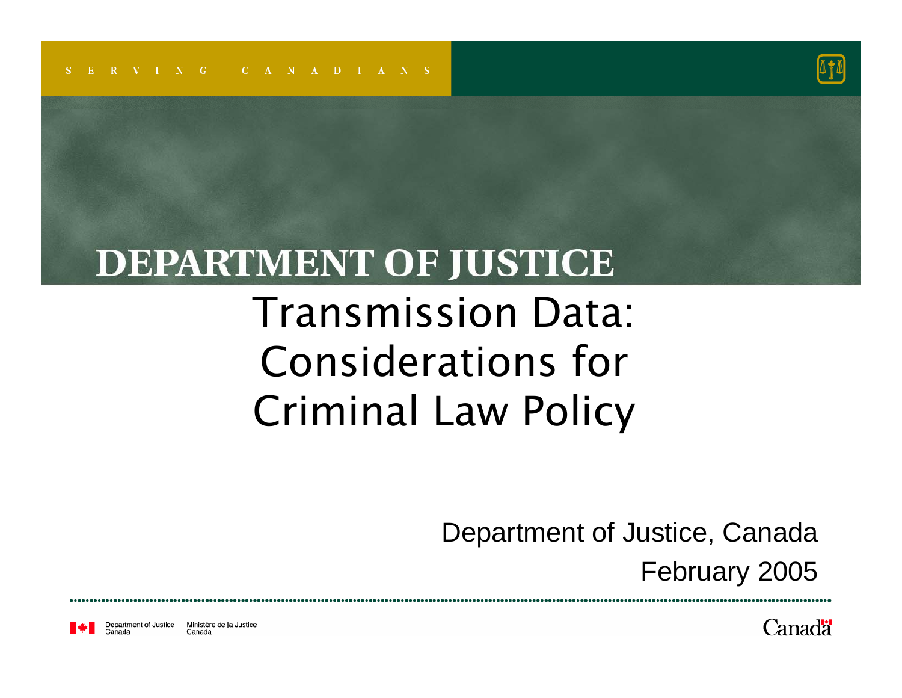SERVING CANADIANS

DEPARTMENT OF JUSTICE

# Transmission Data: Considerations for Criminal Law Policy

Department of Justice, Canada

February 2005

Department of Justice Canada Ministère de la Justice Canada

Canada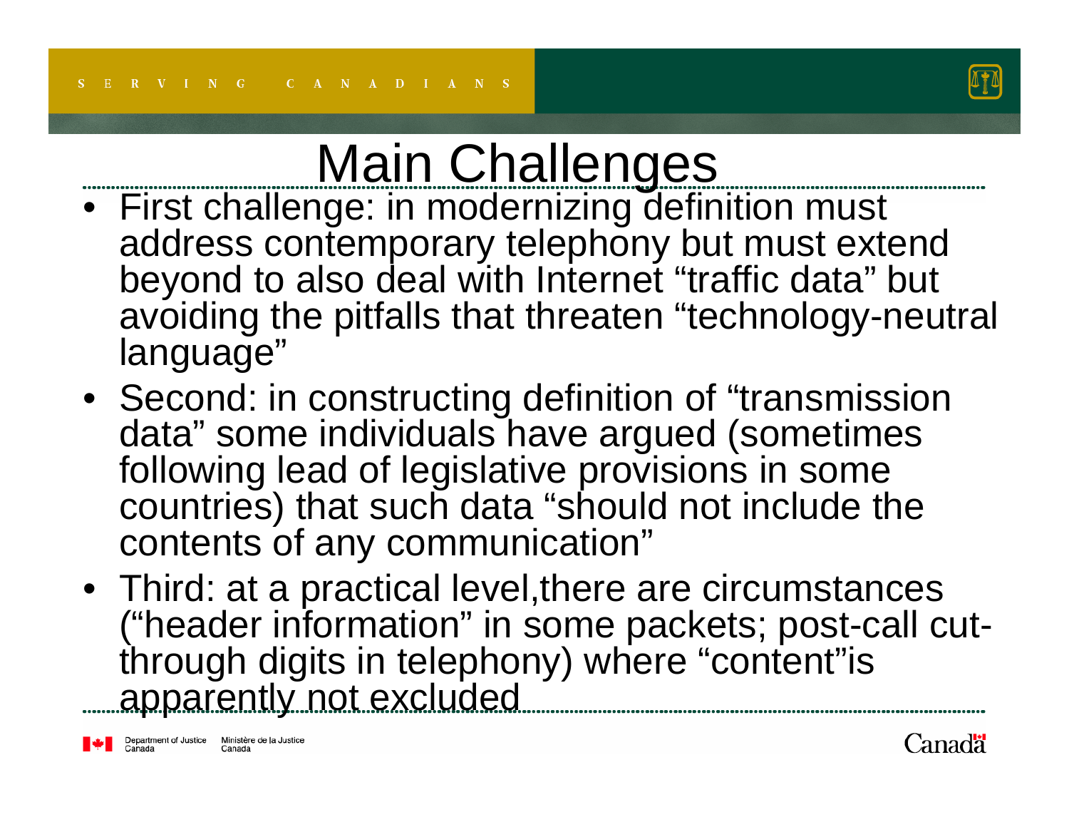# Main Challenges

- First challenge: in modernizing definition must address contemporary telephony but must extend beyond to also deal with Internet “traffic data” but avoiding the pitfalls that threaten “technology-neutral language”
- Second: in constructing definition of “transmission data” some individuals have argued (sometimes following lead of legislative provisions in some countries) that such data “should not include the contents of any communication”
- Third: at a practical level,there are circumstances (“header information” in some packets; post-call cut-through digits in telephony) where “content”is apparently not excluded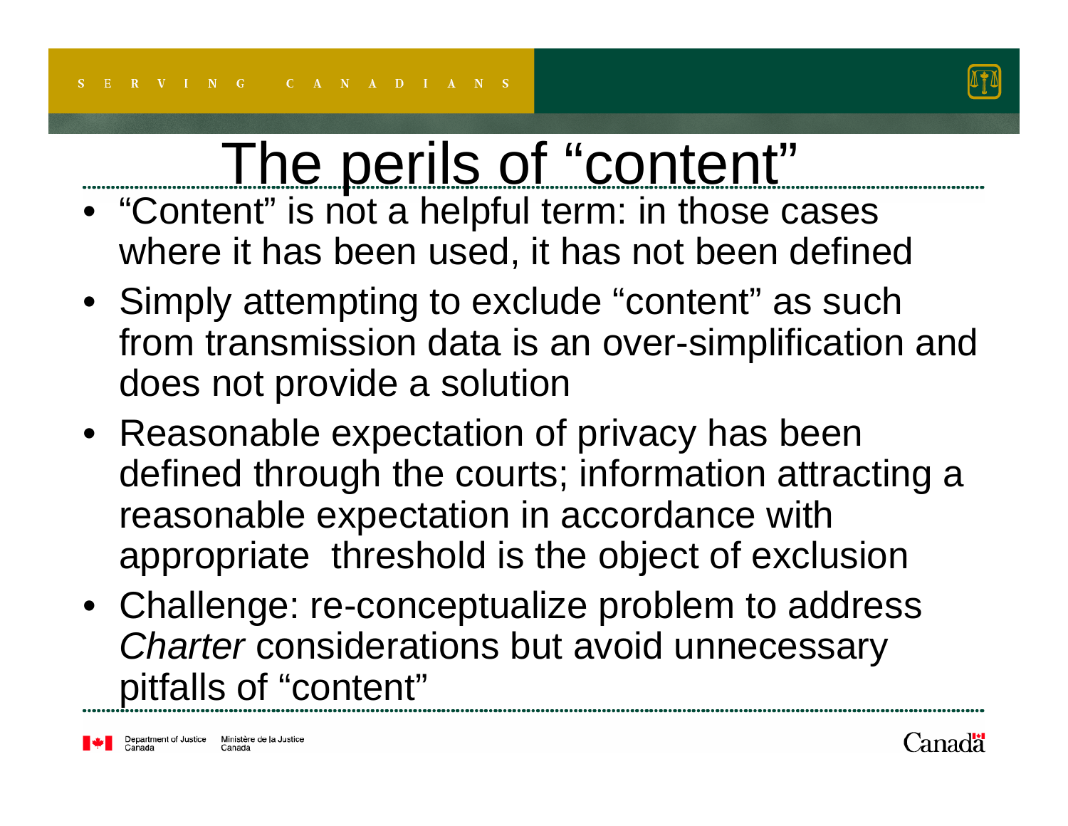# The perils of "content"

- "Content" is not a helpful term: in those cases where it has been used, it has not been defined
- Simply attempting to exclude "content" as such from transmission data is an over-simplification and does not provide a solution
- Reasonable expectation of privacy has been defined through the courts; information attracting a reasonable expectation in accordance with appropriate threshold is the object of exclusion
- Challenge: re-conceptualize problem to address *Charter* considerations but avoid unnecessary pitfalls of "content"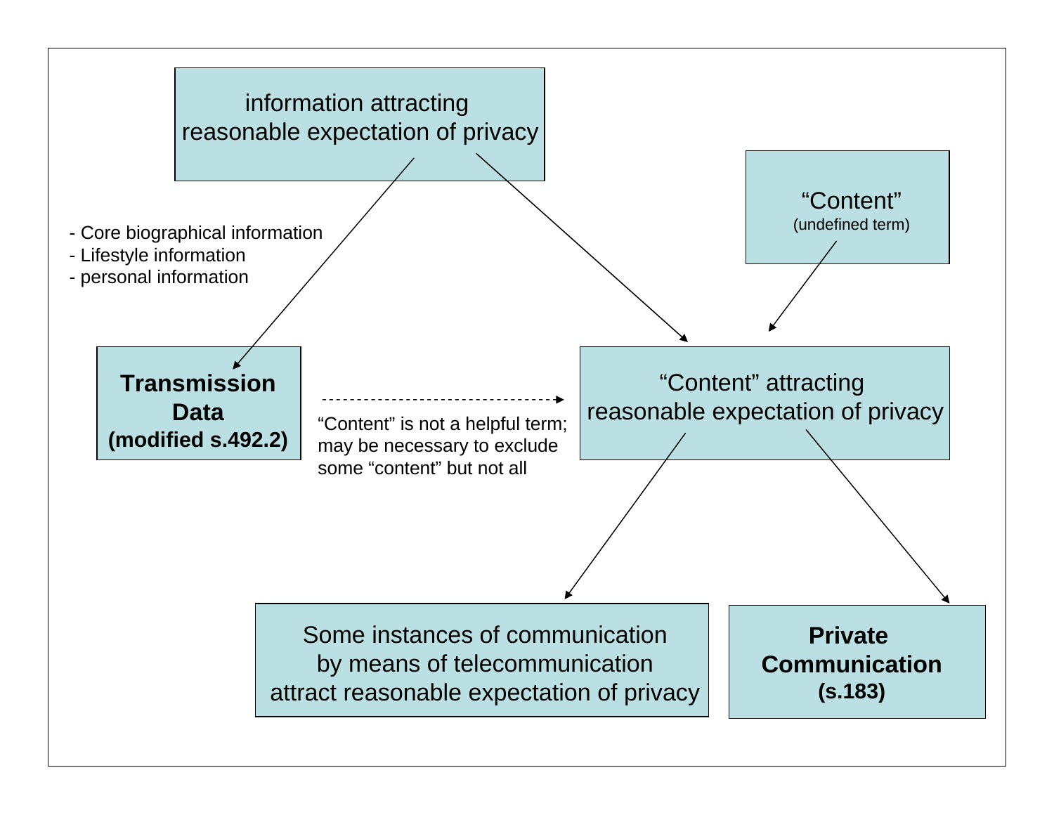information attracting reasonable expectation of privacy

- Core biographical information
- Lifestyle information
- personal information

"Content"
(undefined term)

**Transmission Data (modified s.492.2)**

"Content" is not a helpful term; may be necessary to exclude some "content" but not all

"Content" attracting reasonable expectation of privacy

Some instances of communication by means of telecommunication attract reasonable expectation of privacy

**Private Communication (s.183)**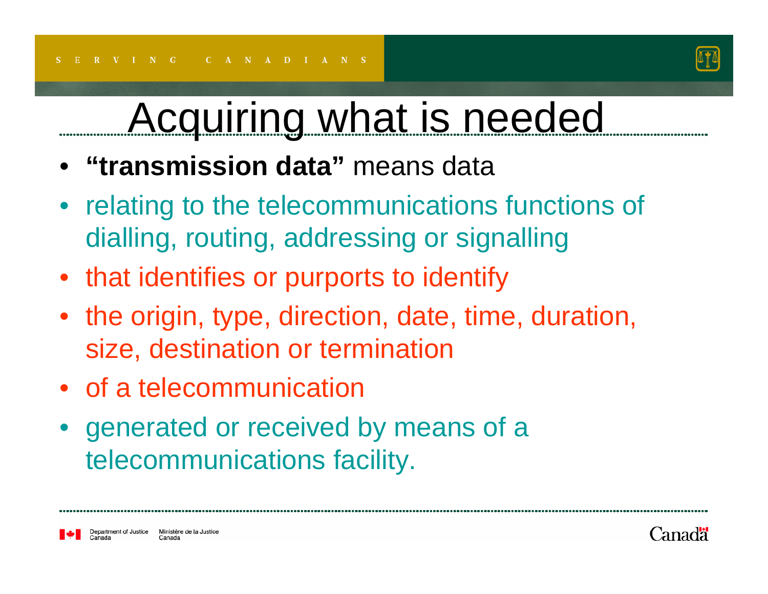# Acquiring what is needed

- **"transmission data"** means data
- relating to the telecommunications functions of dialling, routing, addressing or signalling
- that identifies or purports to identify
- the origin, type, direction, date, time, duration, size, destination or termination
- of a telecommunication
- generated or received by means of a telecommunications facility.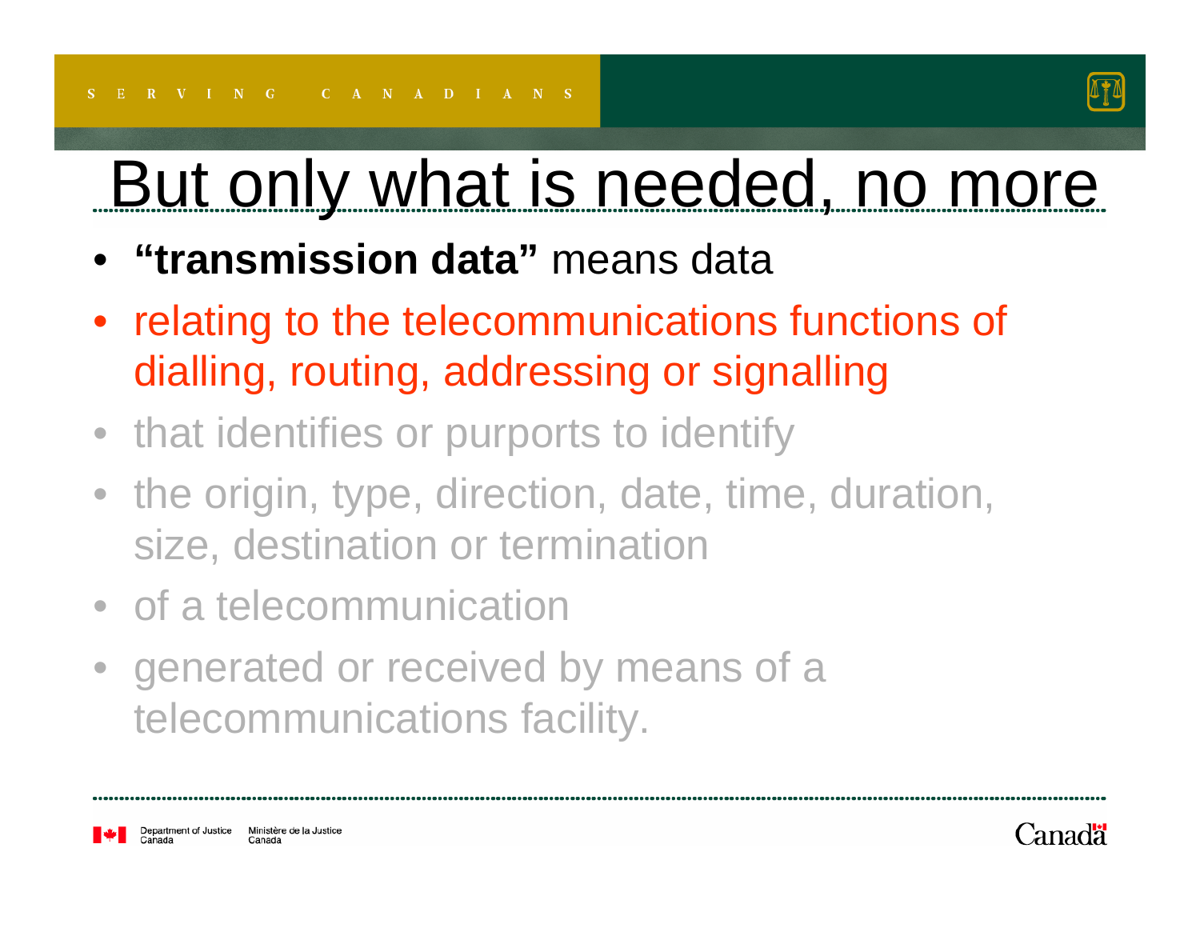# But only what is needed, no more

- **"transmission data"** means data
- relating to the telecommunications functions of dialling, routing, addressing or signalling
- that identifies or purports to identify
- the origin, type, direction, date, time, duration, size, destination or termination
- of a telecommunication
- generated or received by means of a telecommunications facility.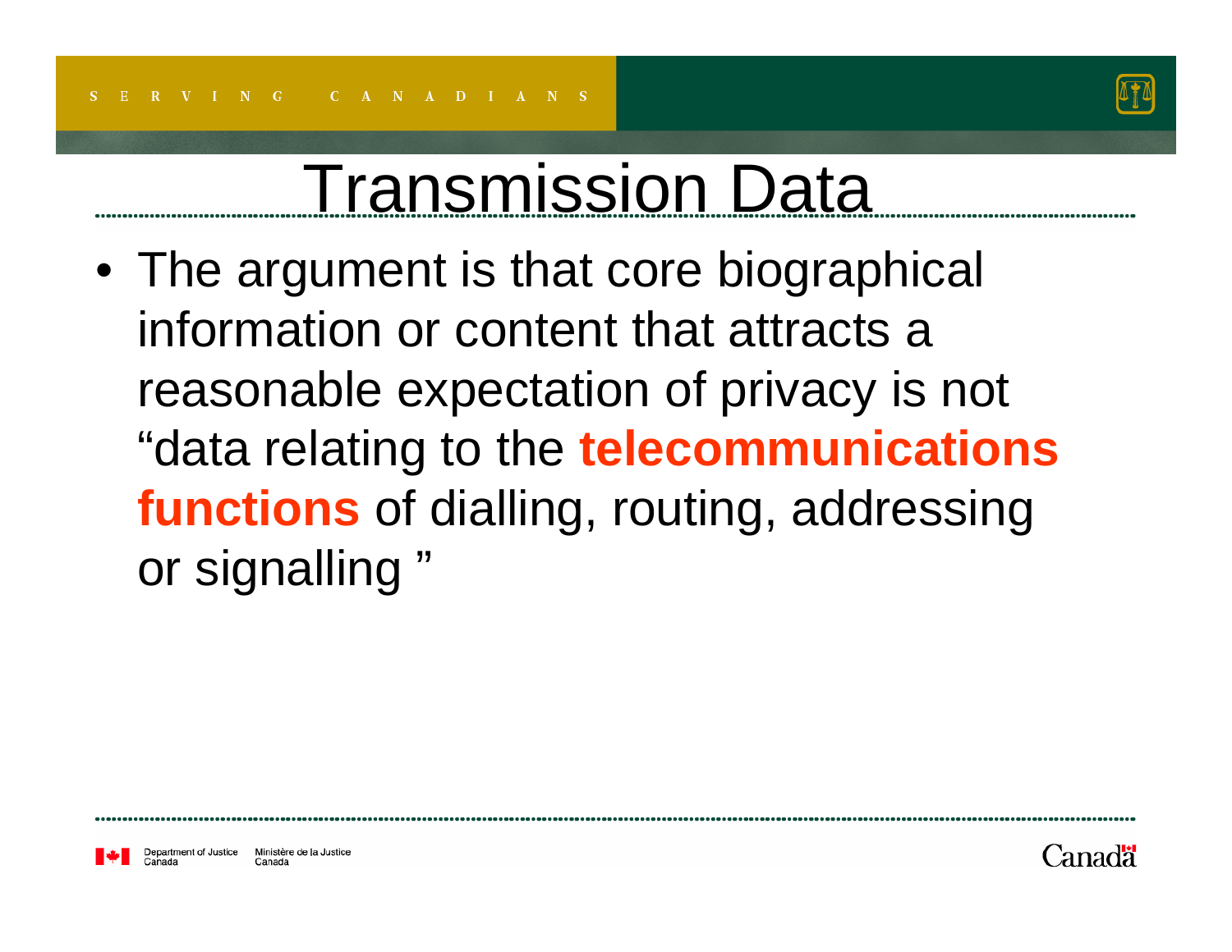# Transmission Data

- The argument is that core biographical information or content that attracts a reasonable expectation of privacy is not "data relating to the **telecommunications functions** of dialling, routing, addressing or signalling "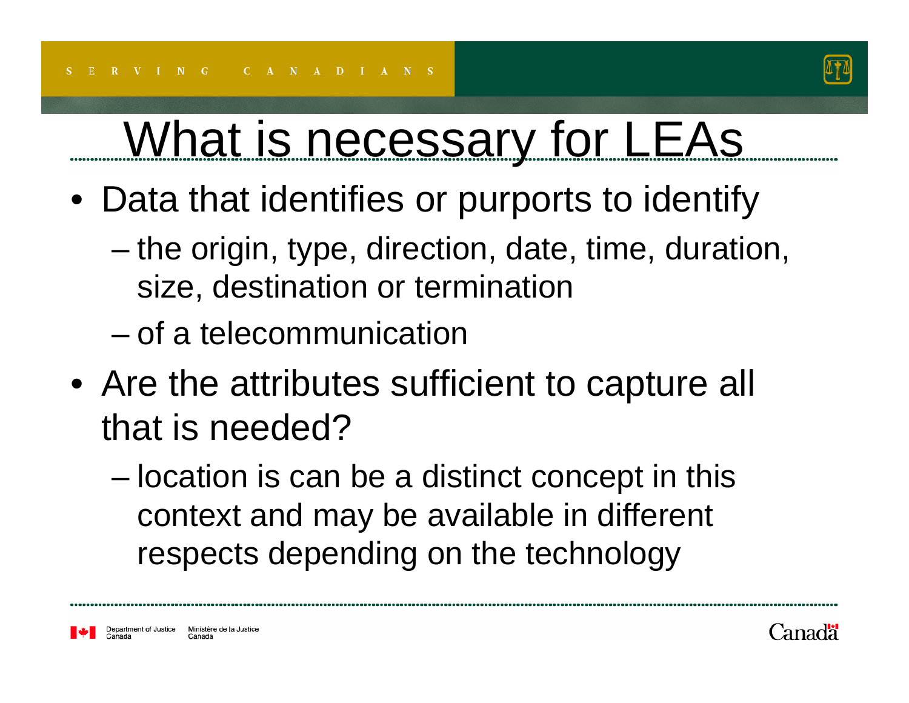# What is necessary for LEAs

- Data that identifies or purports to identify
  - the origin, type, direction, date, time, duration, size, destination or termination
  - of a telecommunication
- Are the attributes sufficient to capture all that is needed?
  - location is can be a distinct concept in this context and may be available in different respects depending on the technology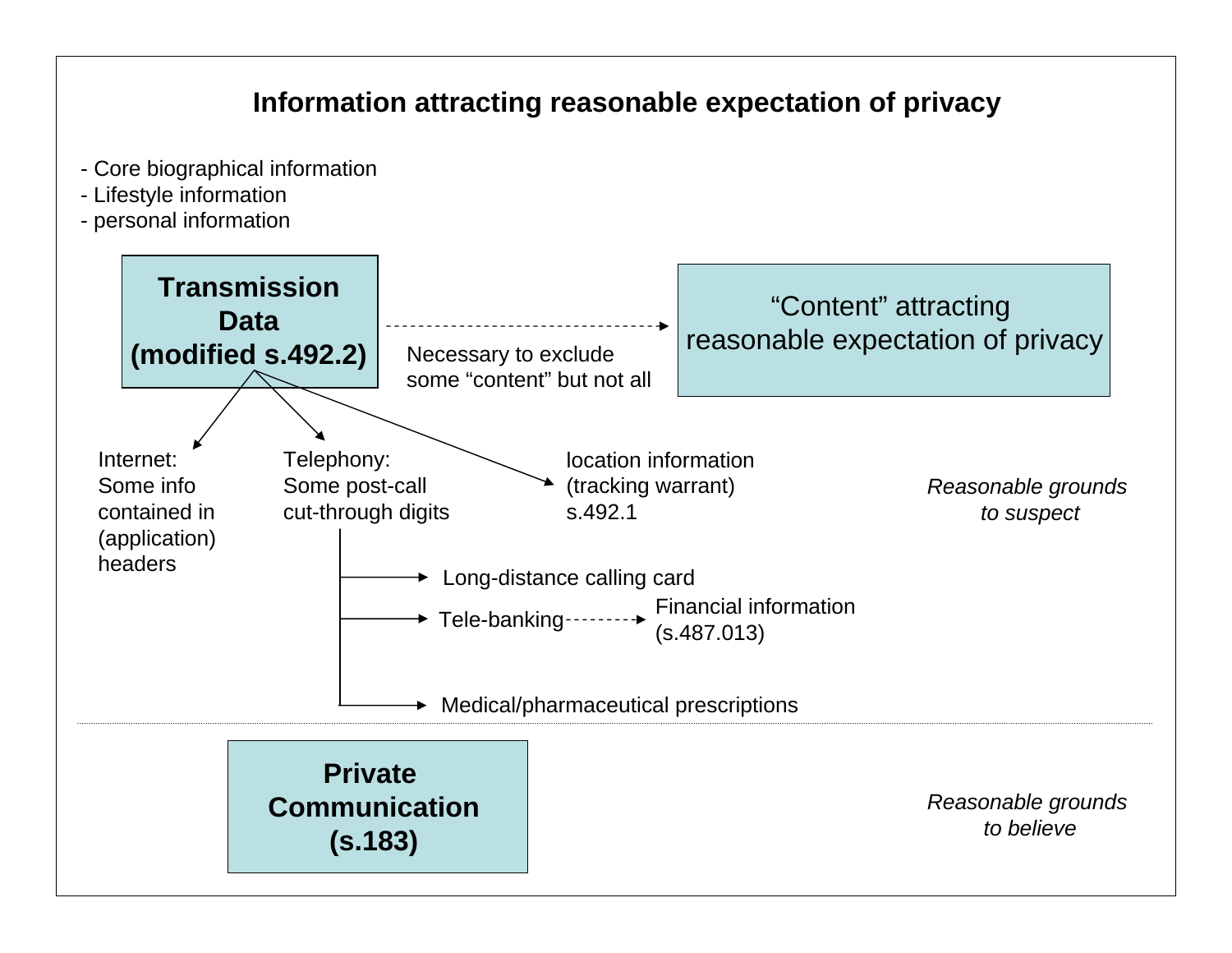# Information attracting reasonable expectation of privacy

- Core biographical information
- Lifestyle information
- personal information

**Transmission Data (modified s.492.2)**

Necessary to exclude some "content" but not all

"Content" attracting reasonable expectation of privacy

Internet: Some info contained in (application) headers

Telephony: Some post-call cut-through digits

- Long-distance calling card
- Tele-banking → Financial information (s.487.013)
- Medical/pharmaceutical prescriptions

location information (tracking warrant) s.492.1

*Reasonable grounds to suspect*

---

**Private Communication (s.183)**

*Reasonable grounds to believe*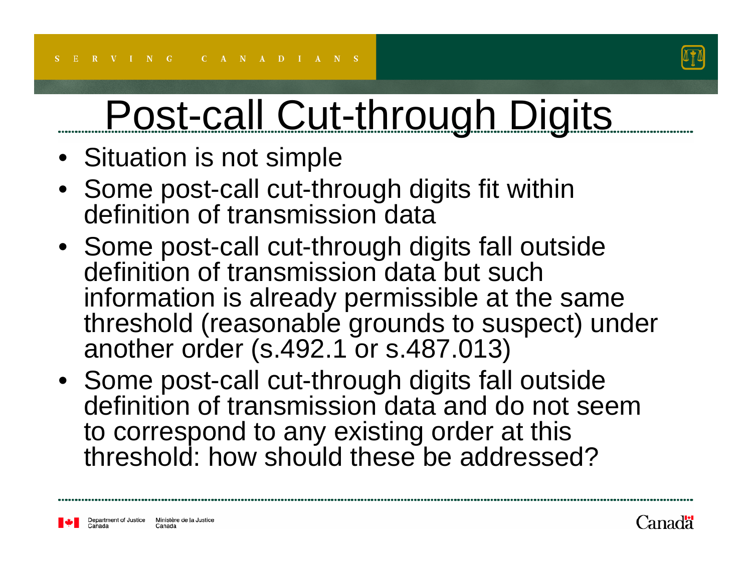# Post-call Cut-through Digits

- Situation is not simple
- Some post-call cut-through digits fit within definition of transmission data
- Some post-call cut-through digits fall outside definition of transmission data but such information is already permissible at the same threshold (reasonable grounds to suspect) under another order (s.492.1 or s.487.013)
- Some post-call cut-through digits fall outside definition of transmission data and do not seem to correspond to any existing order at this threshold: how should these be addressed?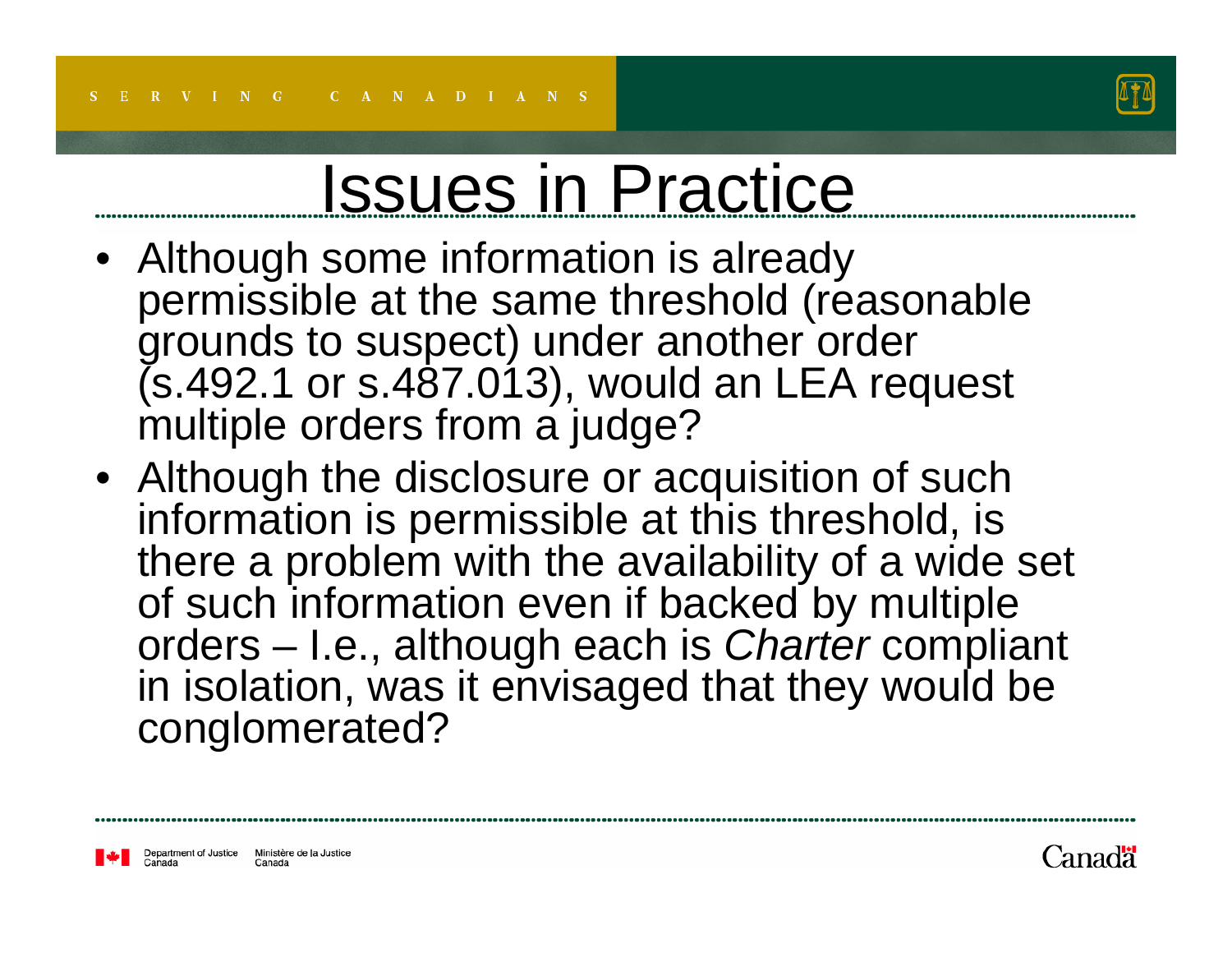# Issues in Practice

- Although some information is already permissible at the same threshold (reasonable grounds to suspect) under another order (s.492.1 or s.487.013), would an LEA request multiple orders from a judge?
- Although the disclosure or acquisition of such information is permissible at this threshold, is there a problem with the availability of a wide set of such information even if backed by multiple orders – I.e., although each is *Charter* compliant in isolation, was it envisaged that they would be conglomerated?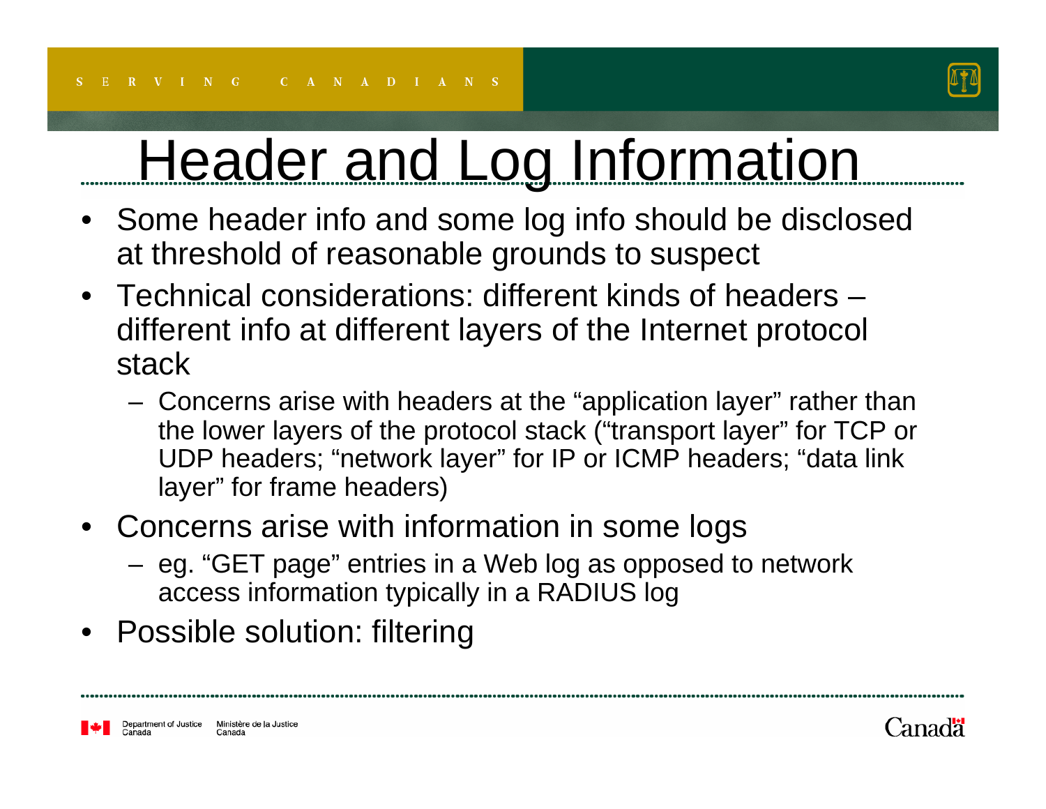# Header and Log Information

- Some header info and some log info should be disclosed at threshold of reasonable grounds to suspect
- Technical considerations: different kinds of headers – different info at different layers of the Internet protocol stack
  - Concerns arise with headers at the "application layer" rather than the lower layers of the protocol stack ("transport layer" for TCP or UDP headers; "network layer" for IP or ICMP headers; "data link layer" for frame headers)
- Concerns arise with information in some logs
  - eg. "GET page" entries in a Web log as opposed to network access information typically in a RADIUS log
- Possible solution: filtering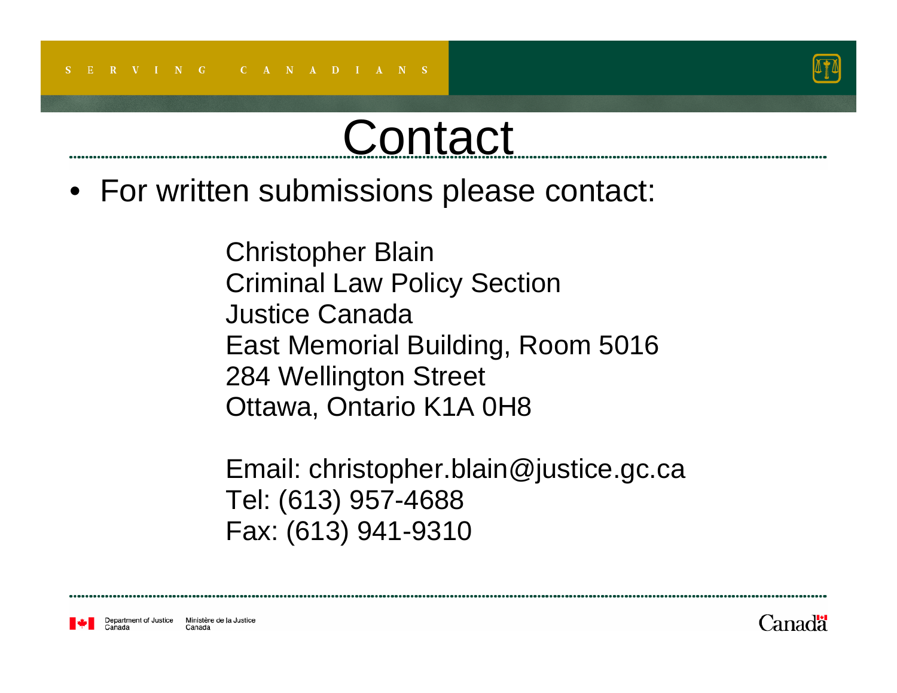# Contact

- For written submissions please contact:

Christopher Blain
Criminal Law Policy Section
Justice Canada
East Memorial Building, Room 5016
284 Wellington Street
Ottawa, Ontario K1A 0H8

Email: christopher.blain@justice.gc.ca
Tel: (613) 957-4688
Fax: (613) 941-9310